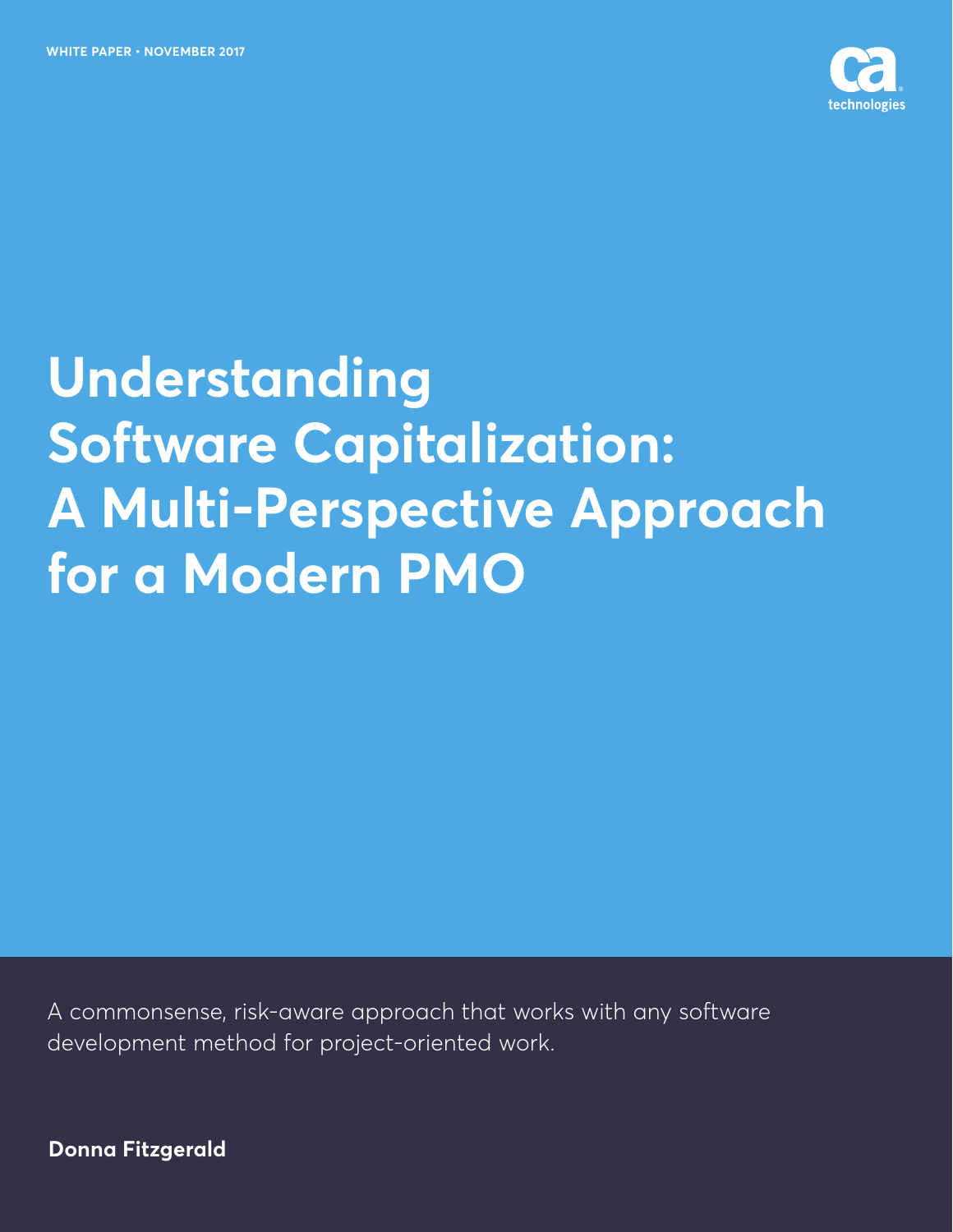WHITE PAPER • NOVEMBER 2017

# Understanding Software Capitalization: A Multi-Perspective Approach for a Modern PMO

A commonsense, risk-aware approach that works with any software development method for project-oriented work.

**Donna Fitzgerald**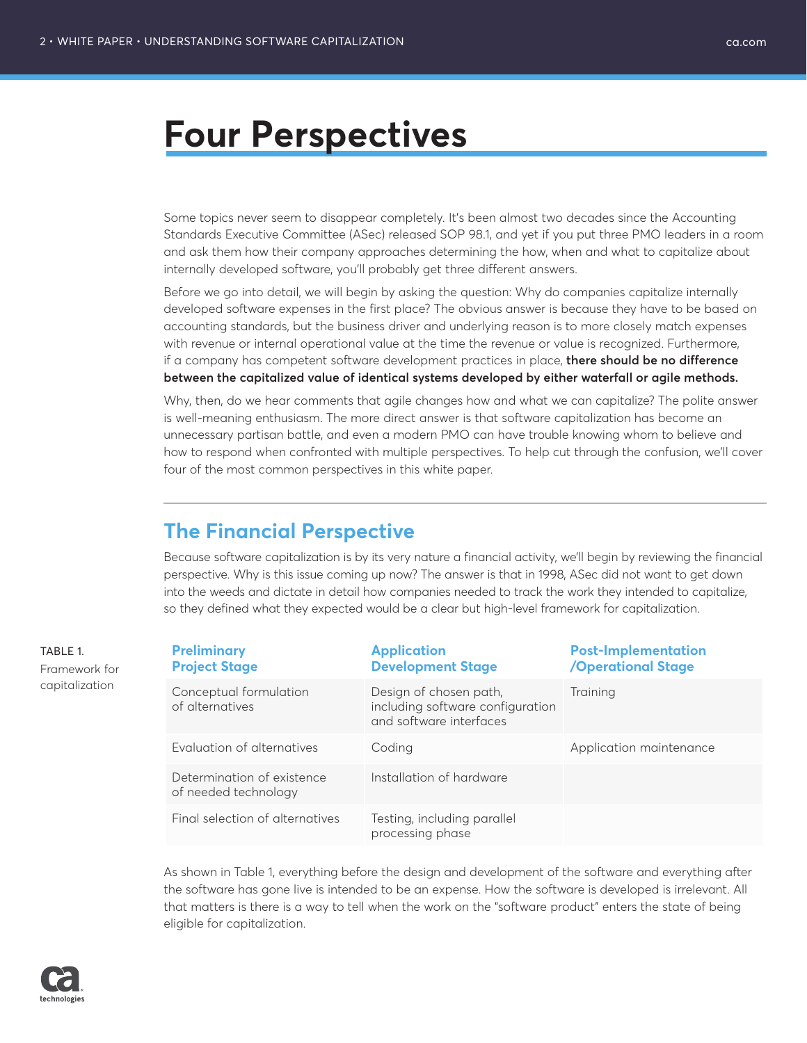# Four Perspectives

Some topics never seem to disappear completely. It's been almost two decades since the Accounting Standards Executive Committee (ASec) released SOP 98.1, and yet if you put three PMO leaders in a room and ask them how their company approaches determining the how, when and what to capitalize about internally developed software, you'll probably get three different answers.

Before we go into detail, we will begin by asking the question: Why do companies capitalize internally developed software expenses in the first place? The obvious answer is because they have to be based on accounting standards, but the business driver and underlying reason is to more closely match expenses with revenue or internal operational value at the time the revenue or value is recognized. Furthermore, if a company has competent software development practices in place, **there should be no difference between the capitalized value of identical systems developed by either waterfall or agile methods.**

Why, then, do we hear comments that agile changes how and what we can capitalize? The polite answer is well-meaning enthusiasm. The more direct answer is that software capitalization has become an unnecessary partisan battle, and even a modern PMO can have trouble knowing whom to believe and how to respond when confronted with multiple perspectives. To help cut through the confusion, we'll cover four of the most common perspectives in this white paper.

## The Financial Perspective

Because software capitalization is by its very nature a financial activity, we'll begin by reviewing the financial perspective. Why is this issue coming up now? The answer is that in 1998, ASec did not want to get down into the weeds and dictate in detail how companies needed to track the work they intended to capitalize, so they defined what they expected would be a clear but high-level framework for capitalization.

TABLE 1. Framework for capitalization

| Preliminary Project Stage | Application Development Stage | Post-Implementation /Operational Stage |
|---|---|---|
| Conceptual formulation of alternatives | Design of chosen path, including software configuration and software interfaces | Training |
| Evaluation of alternatives | Coding | Application maintenance |
| Determination of existence of needed technology | Installation of hardware | |
| Final selection of alternatives | Testing, including parallel processing phase | |

As shown in Table 1, everything before the design and development of the software and everything after the software has gone live is intended to be an expense. How the software is developed is irrelevant. All that matters is there is a way to tell when the work on the "software product" enters the state of being eligible for capitalization.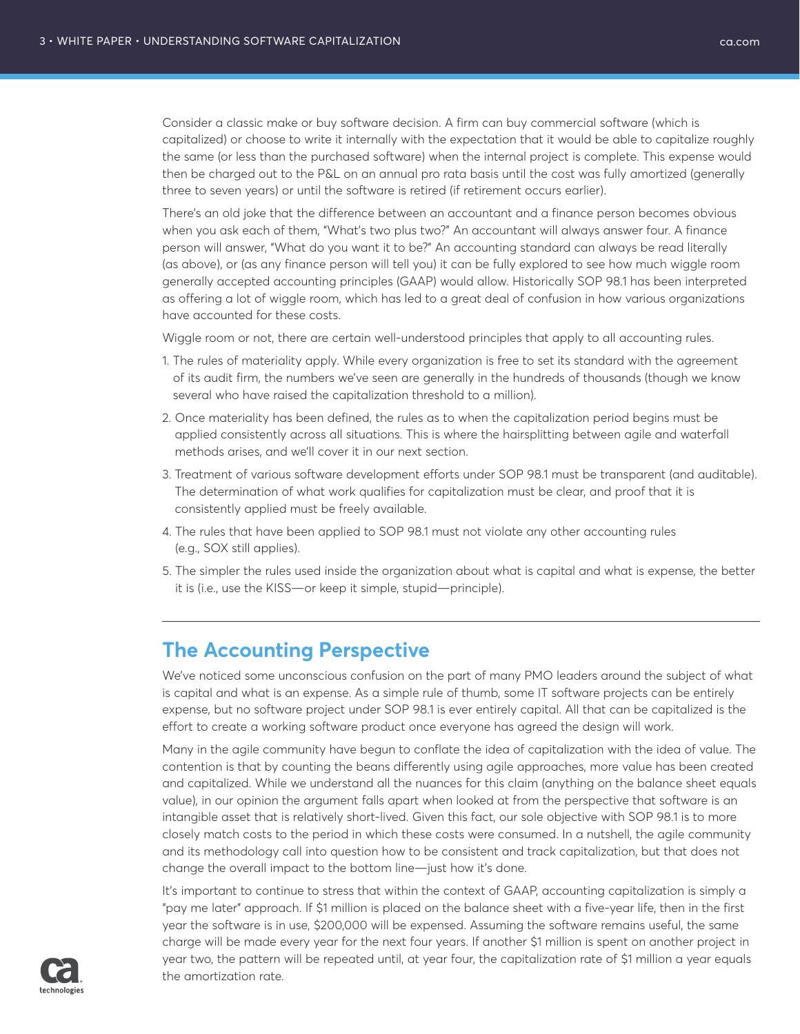Consider a classic make or buy software decision. A firm can buy commercial software (which is capitalized) or choose to write it internally with the expectation that it would be able to capitalize roughly the same (or less than the purchased software) when the internal project is complete. This expense would then be charged out to the P&L on an annual pro rata basis until the cost was fully amortized (generally three to seven years) or until the software is retired (if retirement occurs earlier).

There's an old joke that the difference between an accountant and a finance person becomes obvious when you ask each of them, "What's two plus two?" An accountant will always answer four. A finance person will answer, "What do you want it to be?" An accounting standard can always be read literally (as above), or (as any finance person will tell you) it can be fully explored to see how much wiggle room generally accepted accounting principles (GAAP) would allow. Historically SOP 98.1 has been interpreted as offering a lot of wiggle room, which has led to a great deal of confusion in how various organizations have accounted for these costs.

Wiggle room or not, there are certain well-understood principles that apply to all accounting rules.

1. The rules of materiality apply. While every organization is free to set its standard with the agreement of its audit firm, the numbers we've seen are generally in the hundreds of thousands (though we know several who have raised the capitalization threshold to a million).
2. Once materiality has been defined, the rules as to when the capitalization period begins must be applied consistently across all situations. This is where the hairsplitting between agile and waterfall methods arises, and we'll cover it in our next section.
3. Treatment of various software development efforts under SOP 98.1 must be transparent (and auditable). The determination of what work qualifies for capitalization must be clear, and proof that it is consistently applied must be freely available.
4. The rules that have been applied to SOP 98.1 must not violate any other accounting rules (e.g., SOX still applies).
5. The simpler the rules used inside the organization about what is capital and what is expense, the better it is (i.e., use the KISS—or keep it simple, stupid—principle).

## The Accounting Perspective

We've noticed some unconscious confusion on the part of many PMO leaders around the subject of what is capital and what is an expense. As a simple rule of thumb, some IT software projects can be entirely expense, but no software project under SOP 98.1 is ever entirely capital. All that can be capitalized is the effort to create a working software product once everyone has agreed the design will work.

Many in the agile community have begun to conflate the idea of capitalization with the idea of value. The contention is that by counting the beans differently using agile approaches, more value has been created and capitalized. While we understand all the nuances for this claim (anything on the balance sheet equals value), in our opinion the argument falls apart when looked at from the perspective that software is an intangible asset that is relatively short-lived. Given this fact, our sole objective with SOP 98.1 is to more closely match costs to the period in which these costs were consumed. In a nutshell, the agile community and its methodology call into question how to be consistent and track capitalization, but that does not change the overall impact to the bottom line—just how it's done.

It's important to continue to stress that within the context of GAAP, accounting capitalization is simply a "pay me later" approach. If $1 million is placed on the balance sheet with a five-year life, then in the first year the software is in use, $200,000 will be expensed. Assuming the software remains useful, the same charge will be made every year for the next four years. If another $1 million is spent on another project in year two, the pattern will be repeated until, at year four, the capitalization rate of $1 million a year equals the amortization rate.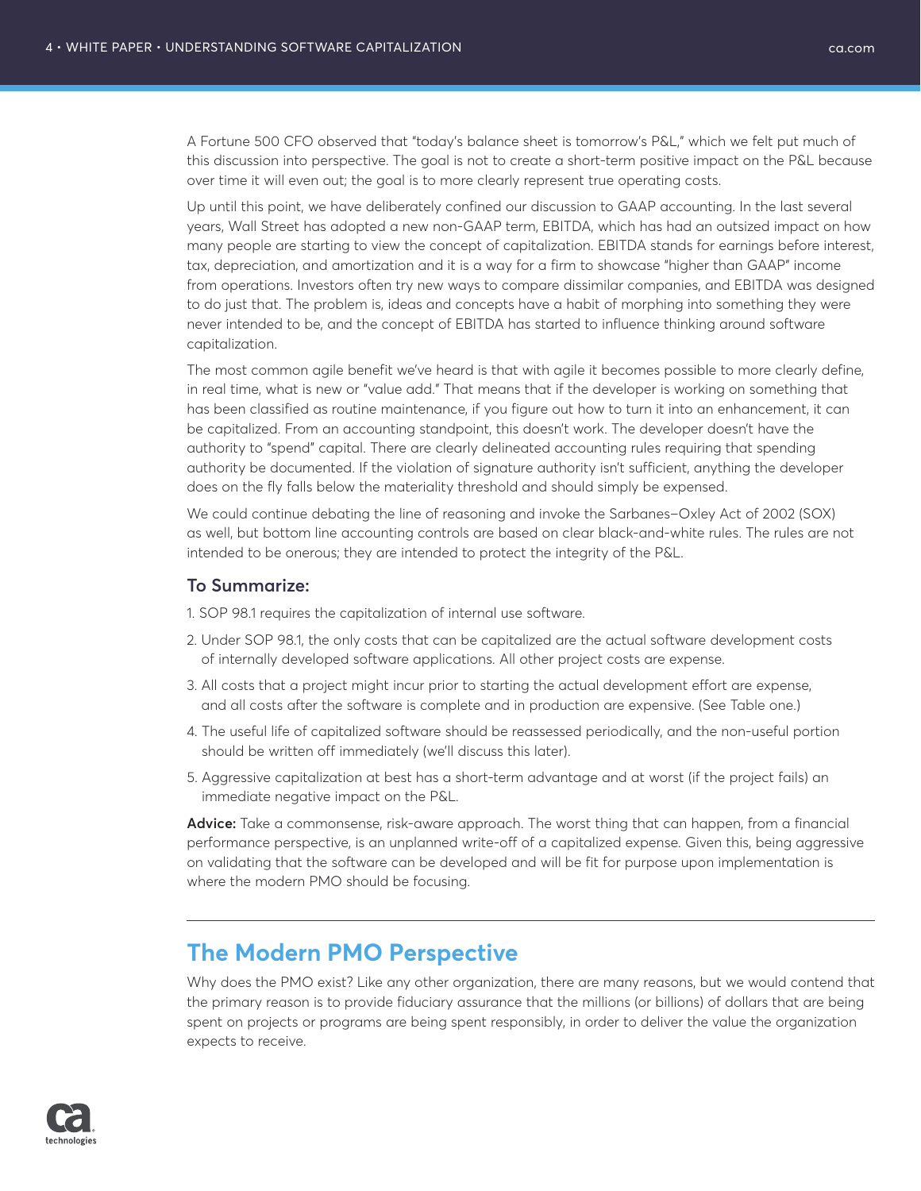A Fortune 500 CFO observed that "today's balance sheet is tomorrow's P&L," which we felt put much of this discussion into perspective. The goal is not to create a short-term positive impact on the P&L because over time it will even out; the goal is to more clearly represent true operating costs.

Up until this point, we have deliberately confined our discussion to GAAP accounting. In the last several years, Wall Street has adopted a new non-GAAP term, EBITDA, which has had an outsized impact on how many people are starting to view the concept of capitalization. EBITDA stands for earnings before interest, tax, depreciation, and amortization and it is a way for a firm to showcase "higher than GAAP" income from operations. Investors often try new ways to compare dissimilar companies, and EBITDA was designed to do just that. The problem is, ideas and concepts have a habit of morphing into something they were never intended to be, and the concept of EBITDA has started to influence thinking around software capitalization.

The most common agile benefit we've heard is that with agile it becomes possible to more clearly define, in real time, what is new or "value add." That means that if the developer is working on something that has been classified as routine maintenance, if you figure out how to turn it into an enhancement, it can be capitalized. From an accounting standpoint, this doesn't work. The developer doesn't have the authority to "spend" capital. There are clearly delineated accounting rules requiring that spending authority be documented. If the violation of signature authority isn't sufficient, anything the developer does on the fly falls below the materiality threshold and should simply be expensed.

We could continue debating the line of reasoning and invoke the Sarbanes–Oxley Act of 2002 (SOX) as well, but bottom line accounting controls are based on clear black-and-white rules. The rules are not intended to be onerous; they are intended to protect the integrity of the P&L.

### To Summarize:

1. SOP 98.1 requires the capitalization of internal use software.
2. Under SOP 98.1, the only costs that can be capitalized are the actual software development costs of internally developed software applications. All other project costs are expense.
3. All costs that a project might incur prior to starting the actual development effort are expense, and all costs after the software is complete and in production are expensive. (See Table one.)
4. The useful life of capitalized software should be reassessed periodically, and the non-useful portion should be written off immediately (we'll discuss this later).
5. Aggressive capitalization at best has a short-term advantage and at worst (if the project fails) an immediate negative impact on the P&L.

**Advice:** Take a commonsense, risk-aware approach. The worst thing that can happen, from a financial performance perspective, is an unplanned write-off of a capitalized expense. Given this, being aggressive on validating that the software can be developed and will be fit for purpose upon implementation is where the modern PMO should be focusing.

---

## The Modern PMO Perspective

Why does the PMO exist? Like any other organization, there are many reasons, but we would contend that the primary reason is to provide fiduciary assurance that the millions (or billions) of dollars that are being spent on projects or programs are being spent responsibly, in order to deliver the value the organization expects to receive.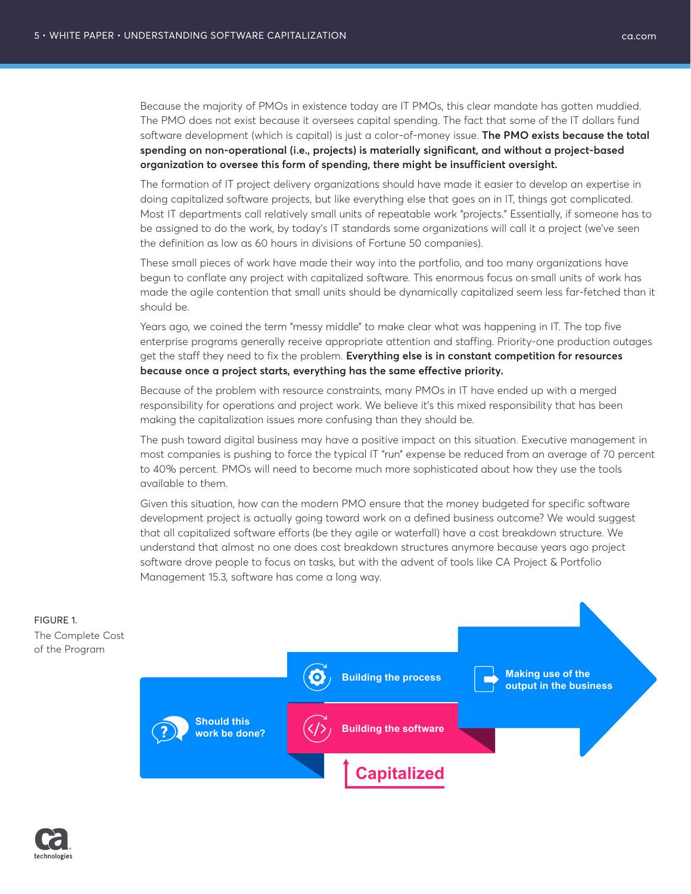Because the majority of PMOs in existence today are IT PMOs, this clear mandate has gotten muddied. The PMO does not exist because it oversees capital spending. The fact that some of the IT dollars fund software development (which is capital) is just a color-of-money issue. **The PMO exists because the total spending on non-operational (i.e., projects) is materially significant, and without a project-based organization to oversee this form of spending, there might be insufficient oversight.**

The formation of IT project delivery organizations should have made it easier to develop an expertise in doing capitalized software projects, but like everything else that goes on in IT, things got complicated. Most IT departments call relatively small units of repeatable work "projects." Essentially, if someone has to be assigned to do the work, by today's IT standards some organizations will call it a project (we've seen the definition as low as 60 hours in divisions of Fortune 50 companies).

These small pieces of work have made their way into the portfolio, and too many organizations have begun to conflate any project with capitalized software. This enormous focus on small units of work has made the agile contention that small units should be dynamically capitalized seem less far-fetched than it should be.

Years ago, we coined the term "messy middle" to make clear what was happening in IT. The top five enterprise programs generally receive appropriate attention and staffing. Priority-one production outages get the staff they need to fix the problem. **Everything else is in constant competition for resources because once a project starts, everything has the same effective priority.**

Because of the problem with resource constraints, many PMOs in IT have ended up with a merged responsibility for operations and project work. We believe it's this mixed responsibility that has been making the capitalization issues more confusing than they should be.

The push toward digital business may have a positive impact on this situation. Executive management in most companies is pushing to force the typical IT "run" expense be reduced from an average of 70 percent to 40% percent. PMOs will need to become much more sophisticated about how they use the tools available to them.

Given this situation, how can the modern PMO ensure that the money budgeted for specific software development project is actually going toward work on a defined business outcome? We would suggest that all capitalized software efforts (be they agile or waterfall) have a cost breakdown structure. We understand that almost no one does cost breakdown structures anymore because years ago project software drove people to focus on tasks, but with the advent of tools like CA Project & Portfolio Management 15.3, software has come a long way.

FIGURE 1.
The Complete Cost of the Program

Should this work be done? → Building the process / Building the software → Making use of the output in the business

Capitalized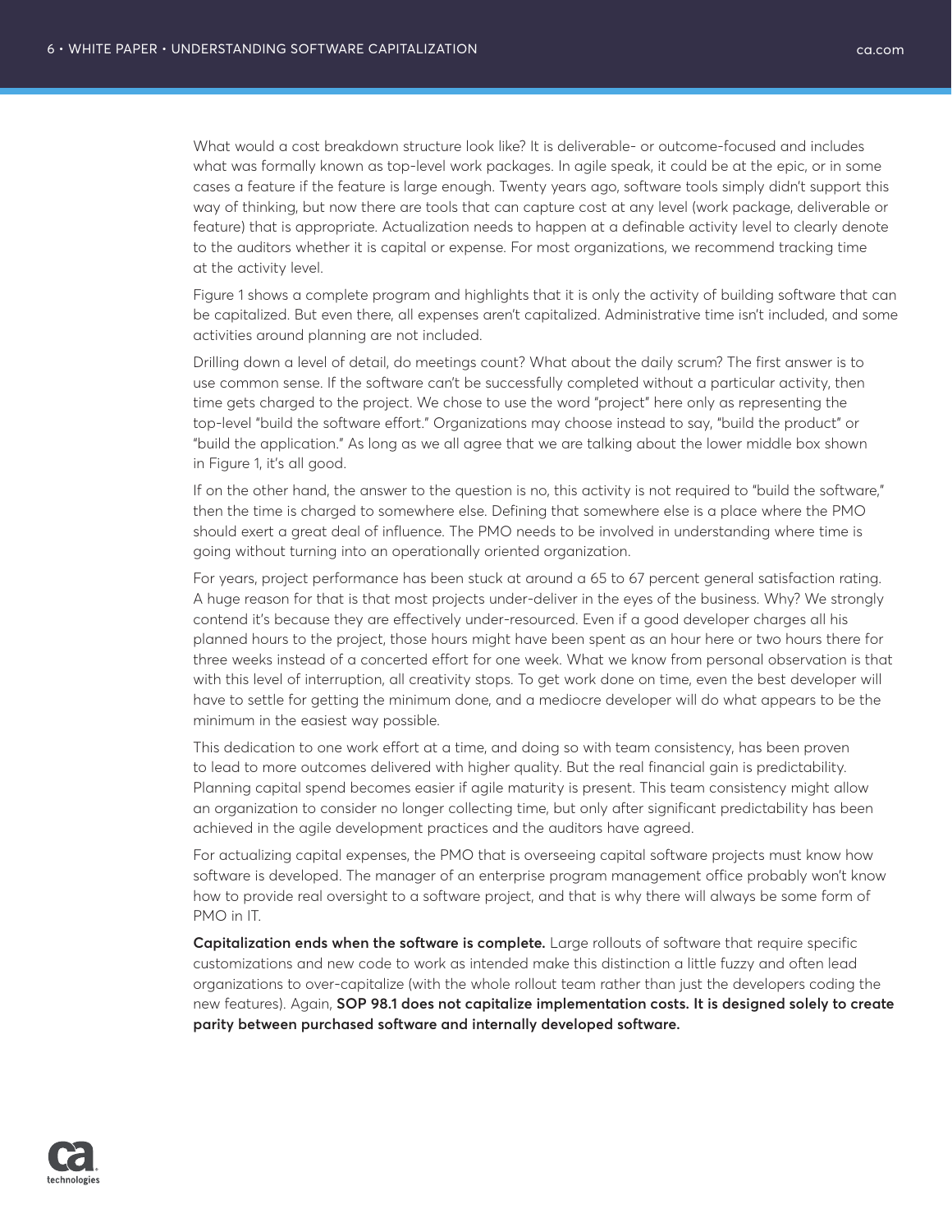What would a cost breakdown structure look like? It is deliverable- or outcome-focused and includes what was formally known as top-level work packages. In agile speak, it could be at the epic, or in some cases a feature if the feature is large enough. Twenty years ago, software tools simply didn't support this way of thinking, but now there are tools that can capture cost at any level (work package, deliverable or feature) that is appropriate. Actualization needs to happen at a definable activity level to clearly denote to the auditors whether it is capital or expense. For most organizations, we recommend tracking time at the activity level.

Figure 1 shows a complete program and highlights that it is only the activity of building software that can be capitalized. But even there, all expenses aren't capitalized. Administrative time isn't included, and some activities around planning are not included.

Drilling down a level of detail, do meetings count? What about the daily scrum? The first answer is to use common sense. If the software can't be successfully completed without a particular activity, then time gets charged to the project. We chose to use the word "project" here only as representing the top-level "build the software effort." Organizations may choose instead to say, "build the product" or "build the application." As long as we all agree that we are talking about the lower middle box shown in Figure 1, it's all good.

If on the other hand, the answer to the question is no, this activity is not required to "build the software," then the time is charged to somewhere else. Defining that somewhere else is a place where the PMO should exert a great deal of influence. The PMO needs to be involved in understanding where time is going without turning into an operationally oriented organization.

For years, project performance has been stuck at around a 65 to 67 percent general satisfaction rating. A huge reason for that is that most projects under-deliver in the eyes of the business. Why? We strongly contend it's because they are effectively under-resourced. Even if a good developer charges all his planned hours to the project, those hours might have been spent as an hour here or two hours there for three weeks instead of a concerted effort for one week. What we know from personal observation is that with this level of interruption, all creativity stops. To get work done on time, even the best developer will have to settle for getting the minimum done, and a mediocre developer will do what appears to be the minimum in the easiest way possible.

This dedication to one work effort at a time, and doing so with team consistency, has been proven to lead to more outcomes delivered with higher quality. But the real financial gain is predictability. Planning capital spend becomes easier if agile maturity is present. This team consistency might allow an organization to consider no longer collecting time, but only after significant predictability has been achieved in the agile development practices and the auditors have agreed.

For actualizing capital expenses, the PMO that is overseeing capital software projects must know how software is developed. The manager of an enterprise program management office probably won't know how to provide real oversight to a software project, and that is why there will always be some form of PMO in IT.

**Capitalization ends when the software is complete.** Large rollouts of software that require specific customizations and new code to work as intended make this distinction a little fuzzy and often lead organizations to over-capitalize (with the whole rollout team rather than just the developers coding the new features). Again, **SOP 98.1 does not capitalize implementation costs. It is designed solely to create parity between purchased software and internally developed software.**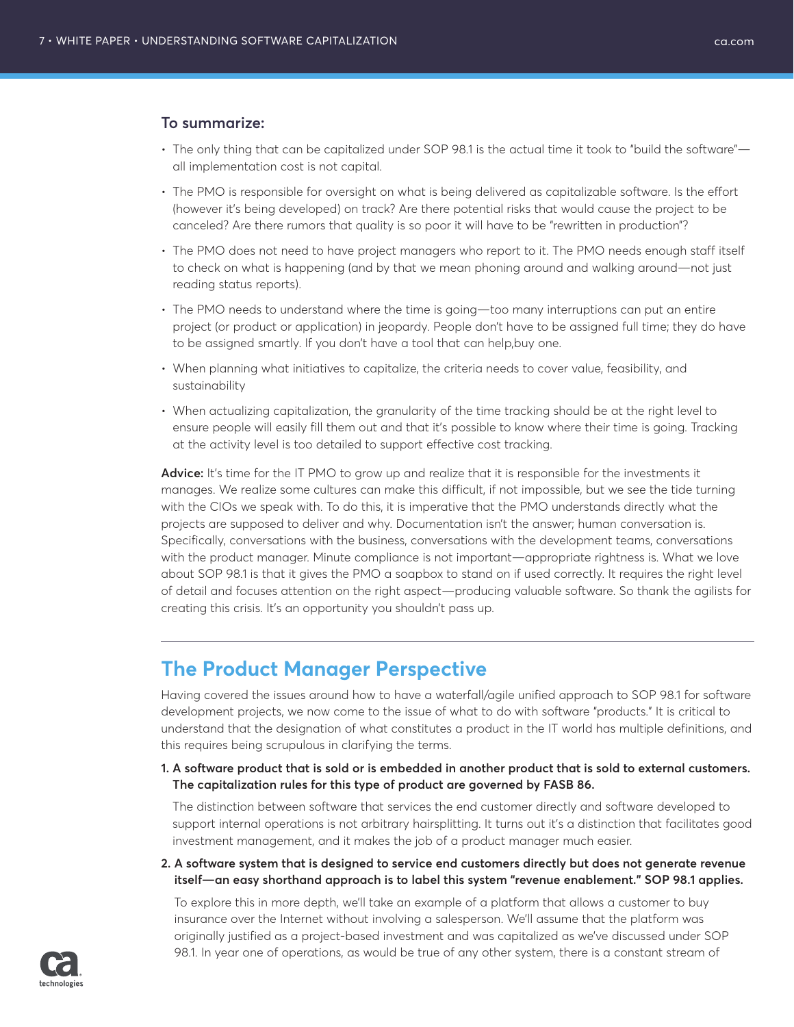### To summarize:

- The only thing that can be capitalized under SOP 98.1 is the actual time it took to "build the software"—all implementation cost is not capital.
- The PMO is responsible for oversight on what is being delivered as capitalizable software. Is the effort (however it's being developed) on track? Are there potential risks that would cause the project to be canceled? Are there rumors that quality is so poor it will have to be "rewritten in production"?
- The PMO does not need to have project managers who report to it. The PMO needs enough staff itself to check on what is happening (and by that we mean phoning around and walking around—not just reading status reports).
- The PMO needs to understand where the time is going—too many interruptions can put an entire project (or product or application) in jeopardy. People don't have to be assigned full time; they do have to be assigned smartly. If you don't have a tool that can help,buy one.
- When planning what initiatives to capitalize, the criteria needs to cover value, feasibility, and sustainability
- When actualizing capitalization, the granularity of the time tracking should be at the right level to ensure people will easily fill them out and that it's possible to know where their time is going. Tracking at the activity level is too detailed to support effective cost tracking.

**Advice:** It's time for the IT PMO to grow up and realize that it is responsible for the investments it manages. We realize some cultures can make this difficult, if not impossible, but we see the tide turning with the CIOs we speak with. To do this, it is imperative that the PMO understands directly what the projects are supposed to deliver and why. Documentation isn't the answer; human conversation is. Specifically, conversations with the business, conversations with the development teams, conversations with the product manager. Minute compliance is not important—appropriate rightness is. What we love about SOP 98.1 is that it gives the PMO a soapbox to stand on if used correctly. It requires the right level of detail and focuses attention on the right aspect—producing valuable software. So thank the agilists for creating this crisis. It's an opportunity you shouldn't pass up.

---

## The Product Manager Perspective

Having covered the issues around how to have a waterfall/agile unified approach to SOP 98.1 for software development projects, we now come to the issue of what to do with software "products." It is critical to understand that the designation of what constitutes a product in the IT world has multiple definitions, and this requires being scrupulous in clarifying the terms.

1. **A software product that is sold or is embedded in another product that is sold to external customers. The capitalization rules for this type of product are governed by FASB 86.**

   The distinction between software that services the end customer directly and software developed to support internal operations is not arbitrary hairsplitting. It turns out it's a distinction that facilitates good investment management, and it makes the job of a product manager much easier.

2. **A software system that is designed to service end customers directly but does not generate revenue itself—an easy shorthand approach is to label this system "revenue enablement." SOP 98.1 applies.**

   To explore this in more depth, we'll take an example of a platform that allows a customer to buy insurance over the Internet without involving a salesperson. We'll assume that the platform was originally justified as a project-based investment and was capitalized as we've discussed under SOP 98.1. In year one of operations, as would be true of any other system, there is a constant stream of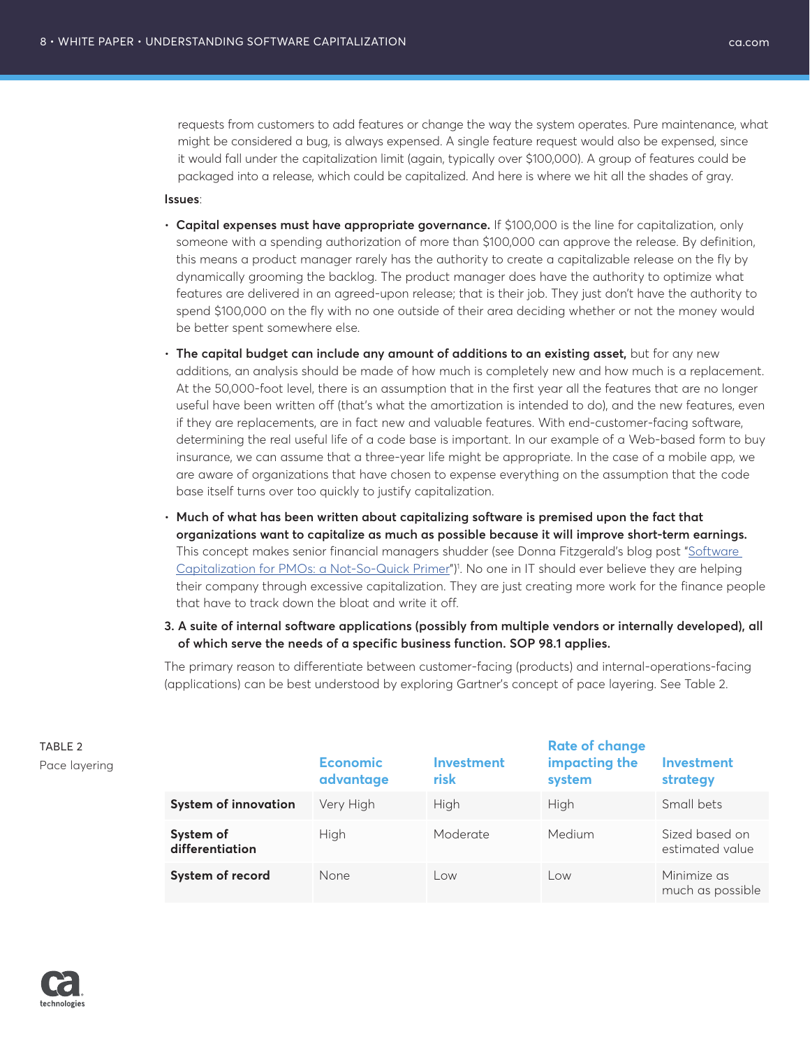requests from customers to add features or change the way the system operates. Pure maintenance, what might be considered a bug, is always expensed. A single feature request would also be expensed, since it would fall under the capitalization limit (again, typically over $100,000). A group of features could be packaged into a release, which could be capitalized. And here is where we hit all the shades of gray.

**Issues**:

- **Capital expenses must have appropriate governance.** If $100,000 is the line for capitalization, only someone with a spending authorization of more than $100,000 can approve the release. By definition, this means a product manager rarely has the authority to create a capitalizable release on the fly by dynamically grooming the backlog. The product manager does have the authority to optimize what features are delivered in an agreed-upon release; that is their job. They just don't have the authority to spend $100,000 on the fly with no one outside of their area deciding whether or not the money would be better spent somewhere else.
- **The capital budget can include any amount of additions to an existing asset,** but for any new additions, an analysis should be made of how much is completely new and how much is a replacement. At the 50,000-foot level, there is an assumption that in the first year all the features that are no longer useful have been written off (that's what the amortization is intended to do), and the new features, even if they are replacements, are in fact new and valuable features. With end-customer-facing software, determining the real useful life of a code base is important. In our example of a Web-based form to buy insurance, we can assume that a three-year life might be appropriate. In the case of a mobile app, we are aware of organizations that have chosen to expense everything on the assumption that the code base itself turns over too quickly to justify capitalization.
- **Much of what has been written about capitalizing software is premised upon the fact that organizations want to capitalize as much as possible because it will improve short-term earnings.** This concept makes senior financial managers shudder (see Donna Fitzgerald's blog post "Software Capitalization for PMOs: a Not-So-Quick Primer")[1]. No one in IT should ever believe they are helping their company through excessive capitalization. They are just creating more work for the finance people that have to track down the bloat and write it off.

3. **A suite of internal software applications (possibly from multiple vendors or internally developed), all of which serve the needs of a specific business function. SOP 98.1 applies.**

The primary reason to differentiate between customer-facing (products) and internal-operations-facing (applications) can be best understood by exploring Gartner's concept of pace layering. See Table 2.

TABLE 2
Pace layering

| | Economic advantage | Investment risk | Rate of change impacting the system | Investment strategy |
|---|---|---|---|---|
| **System of innovation** | Very High | High | High | Small bets |
| **System of differentiation** | High | Moderate | Medium | Sized based on estimated value |
| **System of record** | None | Low | Low | Minimize as much as possible |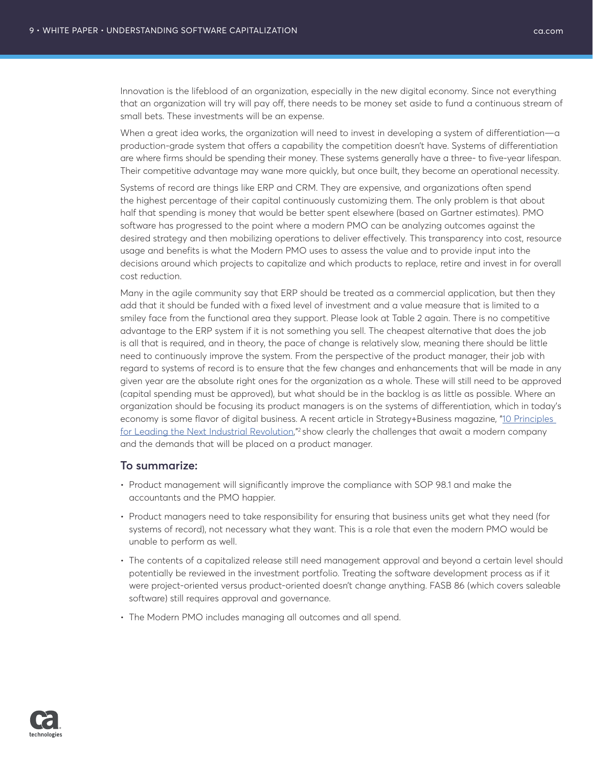Innovation is the lifeblood of an organization, especially in the new digital economy. Since not everything that an organization will try will pay off, there needs to be money set aside to fund a continuous stream of small bets. These investments will be an expense.

When a great idea works, the organization will need to invest in developing a system of differentiation—a production-grade system that offers a capability the competition doesn't have. Systems of differentiation are where firms should be spending their money. These systems generally have a three- to five-year lifespan. Their competitive advantage may wane more quickly, but once built, they become an operational necessity.

Systems of record are things like ERP and CRM. They are expensive, and organizations often spend the highest percentage of their capital continuously customizing them. The only problem is that about half that spending is money that would be better spent elsewhere (based on Gartner estimates). PMO software has progressed to the point where a modern PMO can be analyzing outcomes against the desired strategy and then mobilizing operations to deliver effectively. This transparency into cost, resource usage and benefits is what the Modern PMO uses to assess the value and to provide input into the decisions around which projects to capitalize and which products to replace, retire and invest in for overall cost reduction.

Many in the agile community say that ERP should be treated as a commercial application, but then they add that it should be funded with a fixed level of investment and a value measure that is limited to a smiley face from the functional area they support. Please look at Table 2 again. There is no competitive advantage to the ERP system if it is not something you sell. The cheapest alternative that does the job is all that is required, and in theory, the pace of change is relatively slow, meaning there should be little need to continuously improve the system. From the perspective of the product manager, their job with regard to systems of record is to ensure that the few changes and enhancements that will be made in any given year are the absolute right ones for the organization as a whole. These will still need to be approved (capital spending must be approved), but what should be in the backlog is as little as possible. Where an organization should be focusing its product managers is on the systems of differentiation, which in today's economy is some flavor of digital business. A recent article in Strategy+Business magazine, "10 Principles for Leading the Next Industrial Revolution,"[2] show clearly the challenges that await a modern company and the demands that will be placed on a product manager.

### To summarize:

- Product management will significantly improve the compliance with SOP 98.1 and make the accountants and the PMO happier.
- Product managers need to take responsibility for ensuring that business units get what they need (for systems of record), not necessary what they want. This is a role that even the modern PMO would be unable to perform as well.
- The contents of a capitalized release still need management approval and beyond a certain level should potentially be reviewed in the investment portfolio. Treating the software development process as if it were project-oriented versus product-oriented doesn't change anything. FASB 86 (which covers saleable software) still requires approval and governance.
- The Modern PMO includes managing all outcomes and all spend.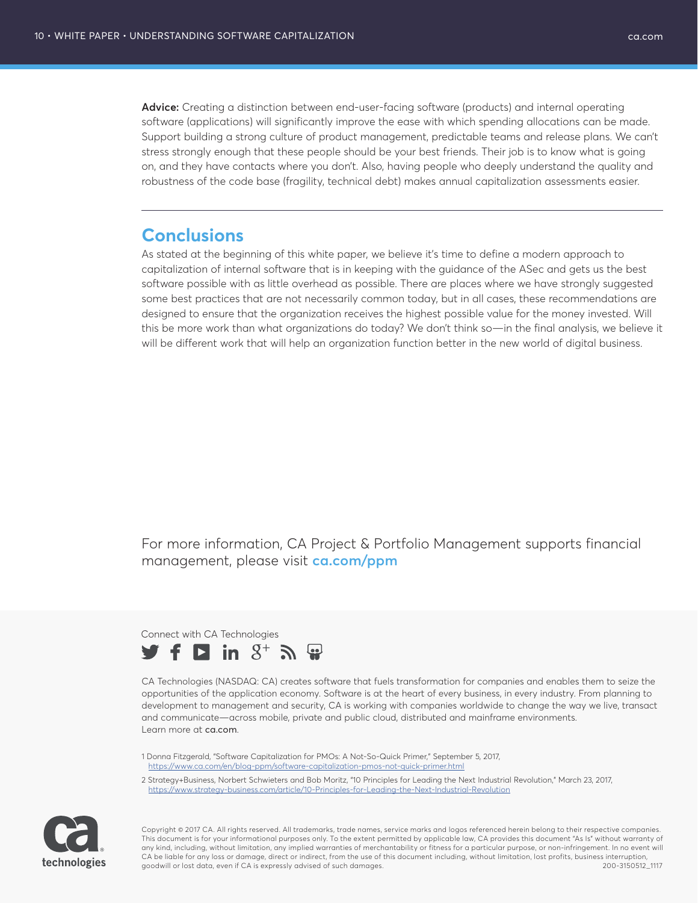**Advice:** Creating a distinction between end-user-facing software (products) and internal operating software (applications) will significantly improve the ease with which spending allocations can be made. Support building a strong culture of product management, predictable teams and release plans. We can't stress strongly enough that these people should be your best friends. Their job is to know what is going on, and they have contacts where you don't. Also, having people who deeply understand the quality and robustness of the code base (fragility, technical debt) makes annual capitalization assessments easier.

---

## Conclusions

As stated at the beginning of this white paper, we believe it's time to define a modern approach to capitalization of internal software that is in keeping with the guidance of the ASec and gets us the best software possible with as little overhead as possible. There are places where we have strongly suggested some best practices that are not necessarily common today, but in all cases, these recommendations are designed to ensure that the organization receives the highest possible value for the money invested. Will this be more work than what organizations do today? We don't think so—in the final analysis, we believe it will be different work that will help an organization function better in the new world of digital business.

For more information, CA Project & Portfolio Management supports financial management, please visit **ca.com/ppm**

Connect with CA Technologies

CA Technologies (NASDAQ: CA) creates software that fuels transformation for companies and enables them to seize the opportunities of the application economy. Software is at the heart of every business, in every industry. From planning to development to management and security, CA is working with companies worldwide to change the way we live, transact and communicate—across mobile, private and public cloud, distributed and mainframe environments. Learn more at ca.com.

1 Donna Fitzgerald, "Software Capitalization for PMOs: A Not-So-Quick Primer," September 5, 2017, https://www.ca.com/en/blog-ppm/software-capitalization-pmos-not-quick-primer.html

2 Strategy+Business, Norbert Schwieters and Bob Moritz, "10 Principles for Leading the Next Industrial Revolution," March 23, 2017, https://www.strategy-business.com/article/10-Principles-for-Leading-the-Next-Industrial-Revolution

Copyright © 2017 CA. All rights reserved. All trademarks, trade names, service marks and logos referenced herein belong to their respective companies. This document is for your informational purposes only. To the extent permitted by applicable law, CA provides this document "As Is" without warranty of any kind, including, without limitation, any implied warranties of merchantability or fitness for a particular purpose, or non-infringement. In no event will CA be liable for any loss or damage, direct or indirect, from the use of this document including, without limitation, lost profits, business interruption, goodwill or lost data, even if CA is expressly advised of such damages. 200-3150512_1117